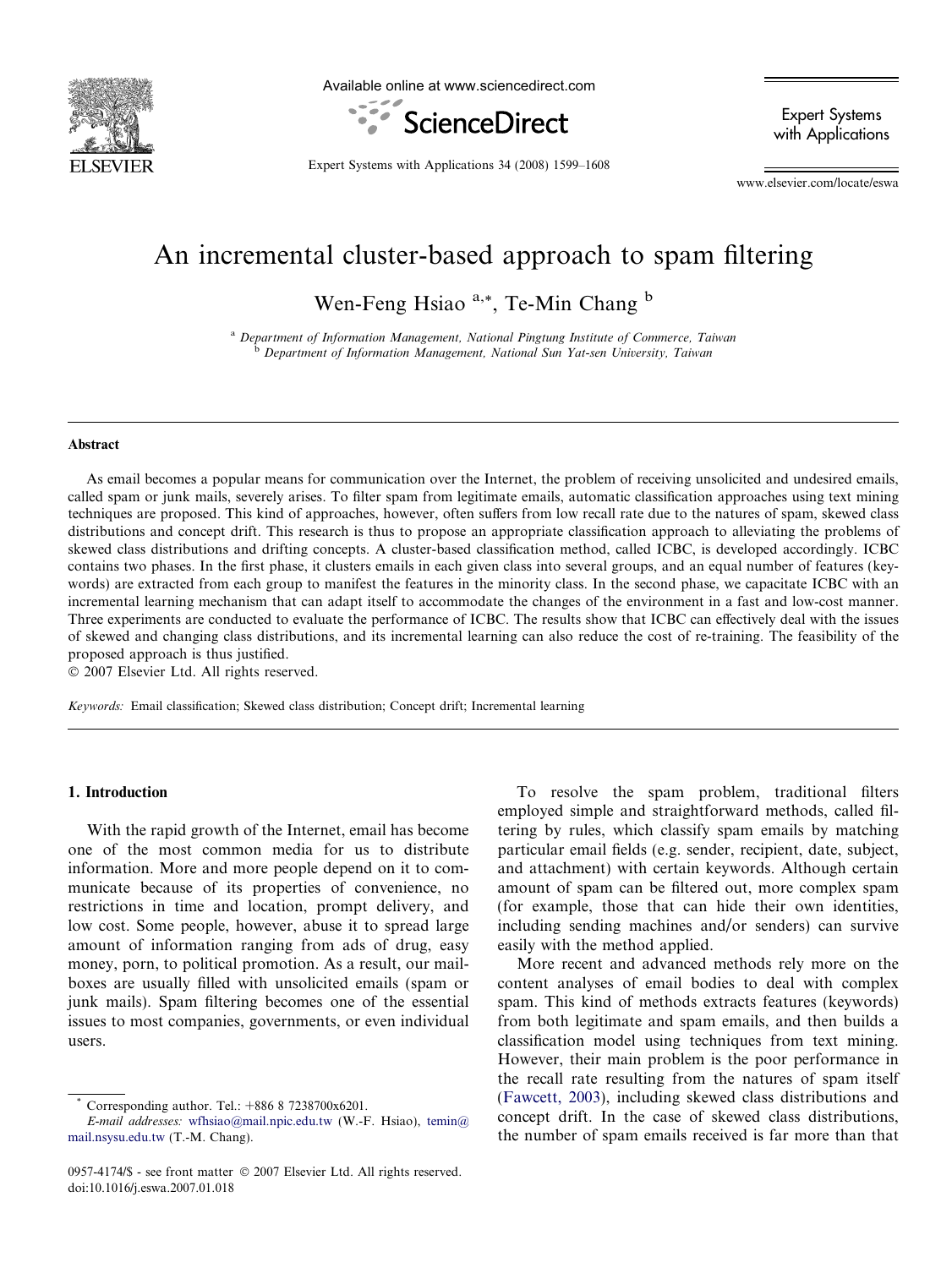# An incremental cluster-based approach to spam filtering

Wen-Feng Hsiao [a,*], Te-Min Chang [b]

[a] *Department of Information Management, National Pingtung Institute of Commerce, Taiwan*
[b] *Department of Information Management, National Sun Yat-sen University, Taiwan*

## Abstract

As email becomes a popular means for communication over the Internet, the problem of receiving unsolicited and undesired emails, called spam or junk mails, severely arises. To filter spam from legitimate emails, automatic classification approaches using text mining techniques are proposed. This kind of approaches, however, often suffers from low recall rate due to the natures of spam, skewed class distributions and concept drift. This research is thus to propose an appropriate classification approach to alleviating the problems of skewed class distributions and drifting concepts. A cluster-based classification method, called ICBC, is developed accordingly. ICBC contains two phases. In the first phase, it clusters emails in each given class into several groups, and an equal number of features (keywords) are extracted from each group to manifest the features in the minority class. In the second phase, we capacitate ICBC with an incremental learning mechanism that can adapt itself to accommodate the changes of the environment in a fast and low-cost manner. Three experiments are conducted to evaluate the performance of ICBC. The results show that ICBC can effectively deal with the issues of skewed and changing class distributions, and its incremental learning can also reduce the cost of re-training. The feasibility of the proposed approach is thus justified.

© 2007 Elsevier Ltd. All rights reserved.

*Keywords:* Email classification; Skewed class distribution; Concept drift; Incremental learning

## 1. Introduction

With the rapid growth of the Internet, email has become one of the most common media for us to distribute information. More and more people depend on it to communicate because of its properties of convenience, no restrictions in time and location, prompt delivery, and low cost. Some people, however, abuse it to spread large amount of information ranging from ads of drug, easy money, porn, to political promotion. As a result, our mailboxes are usually filled with unsolicited emails (spam or junk mails). Spam filtering becomes one of the essential issues to most companies, governments, or even individual users.

To resolve the spam problem, traditional filters employed simple and straightforward methods, called filtering by rules, which classify spam emails by matching particular email fields (e.g. sender, recipient, date, subject, and attachment) with certain keywords. Although certain amount of spam can be filtered out, more complex spam (for example, those that can hide their own identities, including sending machines and/or senders) can survive easily with the method applied.

More recent and advanced methods rely more on the content analyses of email bodies to deal with complex spam. This kind of methods extracts features (keywords) from both legitimate and spam emails, and then builds a classification model using techniques from text mining. However, their main problem is the poor performance in the recall rate resulting from the natures of spam itself (Fawcett, 2003), including skewed class distributions and concept drift. In the case of skewed class distributions, the number of spam emails received is far more than that

---

* Corresponding author. Tel.: +886 8 7238700x6201.
*E-mail addresses:* wfhsiao@mail.npic.edu.tw (W.-F. Hsiao), temin@mail.nsysu.edu.tw (T.-M. Chang).

0957-4174/$ - see front matter © 2007 Elsevier Ltd. All rights reserved.
doi:10.1016/j.eswa.2007.01.018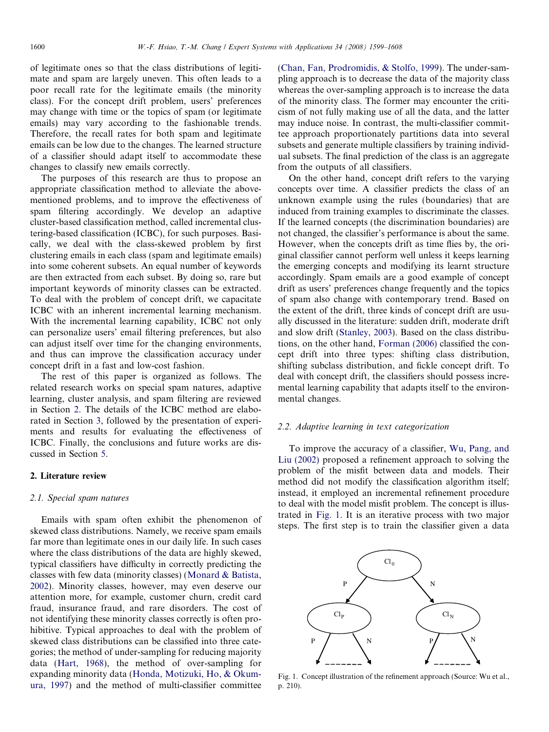of legitimate ones so that the class distributions of legitimate and spam are largely uneven. This often leads to a poor recall rate for the legitimate emails (the minority class). For the concept drift problem, users' preferences may change with time or the topics of spam (or legitimate emails) may vary according to the fashionable trends. Therefore, the recall rates for both spam and legitimate emails can be low due to the changes. The learned structure of a classifier should adapt itself to accommodate these changes to classify new emails correctly.

The purposes of this research are thus to propose an appropriate classification method to alleviate the above-mentioned problems, and to improve the effectiveness of spam filtering accordingly. We develop an adaptive cluster-based classification method, called incremental clustering-based classification (ICBC), for such purposes. Basically, we deal with the class-skewed problem by first clustering emails in each class (spam and legitimate emails) into some coherent subsets. An equal number of keywords are then extracted from each subset. By doing so, rare but important keywords of minority classes can be extracted. To deal with the problem of concept drift, we capacitate ICBC with an inherent incremental learning mechanism. With the incremental learning capability, ICBC not only can personalize users' email filtering preferences, but also can adjust itself over time for the changing environments, and thus can improve the classification accuracy under concept drift in a fast and low-cost fashion.

The rest of this paper is organized as follows. The related research works on special spam natures, adaptive learning, cluster analysis, and spam filtering are reviewed in Section 2. The details of the ICBC method are elaborated in Section 3, followed by the presentation of experiments and results for evaluating the effectiveness of ICBC. Finally, the conclusions and future works are discussed in Section 5.

## 2. Literature review

### 2.1. Special spam natures

Emails with spam often exhibit the phenomenon of skewed class distributions. Namely, we receive spam emails far more than legitimate ones in our daily life. In such cases where the class distributions of the data are highly skewed, typical classifiers have difficulty in correctly predicting the classes with few data (minority classes) (Monard & Batista, 2002). Minority classes, however, may even deserve our attention more, for example, customer churn, credit card fraud, insurance fraud, and rare disorders. The cost of not identifying these minority classes correctly is often prohibitive. Typical approaches to deal with the problem of skewed class distributions can be classified into three categories; the method of under-sampling for reducing majority data (Hart, 1968), the method of over-sampling for expanding minority data (Honda, Motizuki, Ho, & Okumura, 1997) and the method of multi-classifier committee (Chan, Fan, Prodromidis, & Stolfo, 1999). The under-sampling approach is to decrease the data of the majority class whereas the over-sampling approach is to increase the data of the minority class. The former may encounter the criticism of not fully making use of all the data, and the latter may induce noise. In contrast, the multi-classifier committee approach proportionately partitions data into several subsets and generate multiple classifiers by training individual subsets. The final prediction of the class is an aggregate from the outputs of all classifiers.

On the other hand, concept drift refers to the varying concepts over time. A classifier predicts the class of an unknown example using the rules (boundaries) that are induced from training examples to discriminate the classes. If the learned concepts (the discrimination boundaries) are not changed, the classifier's performance is about the same. However, when the concepts drift as time flies by, the original classifier cannot perform well unless it keeps learning the emerging concepts and modifying its learnt structure accordingly. Spam emails are a good example of concept drift as users' preferences change frequently and the topics of spam also change with contemporary trend. Based on the extent of the drift, three kinds of concept drift are usually discussed in the literature: sudden drift, moderate drift and slow drift (Stanley, 2003). Based on the class distributions, on the other hand, Forman (2006) classified the concept drift into three types: shifting class distribution, shifting subclass distribution, and fickle concept drift. To deal with concept drift, the classifiers should possess incremental learning capability that adapts itself to the environmental changes.

### 2.2. Adaptive learning in text categorization

To improve the accuracy of a classifier, Wu, Pang, and Liu (2002) proposed a refinement approach to solving the problem of the misfit between data and models. Their method did not modify the classification algorithm itself; instead, it employed an incremental refinement procedure to deal with the model misfit problem. The concept is illustrated in Fig. 1. It is an iterative process with two major steps. The first step is to train the classifier given a data

Fig. 1. Concept illustration of the refinement approach (Source: Wu et al., p. 210).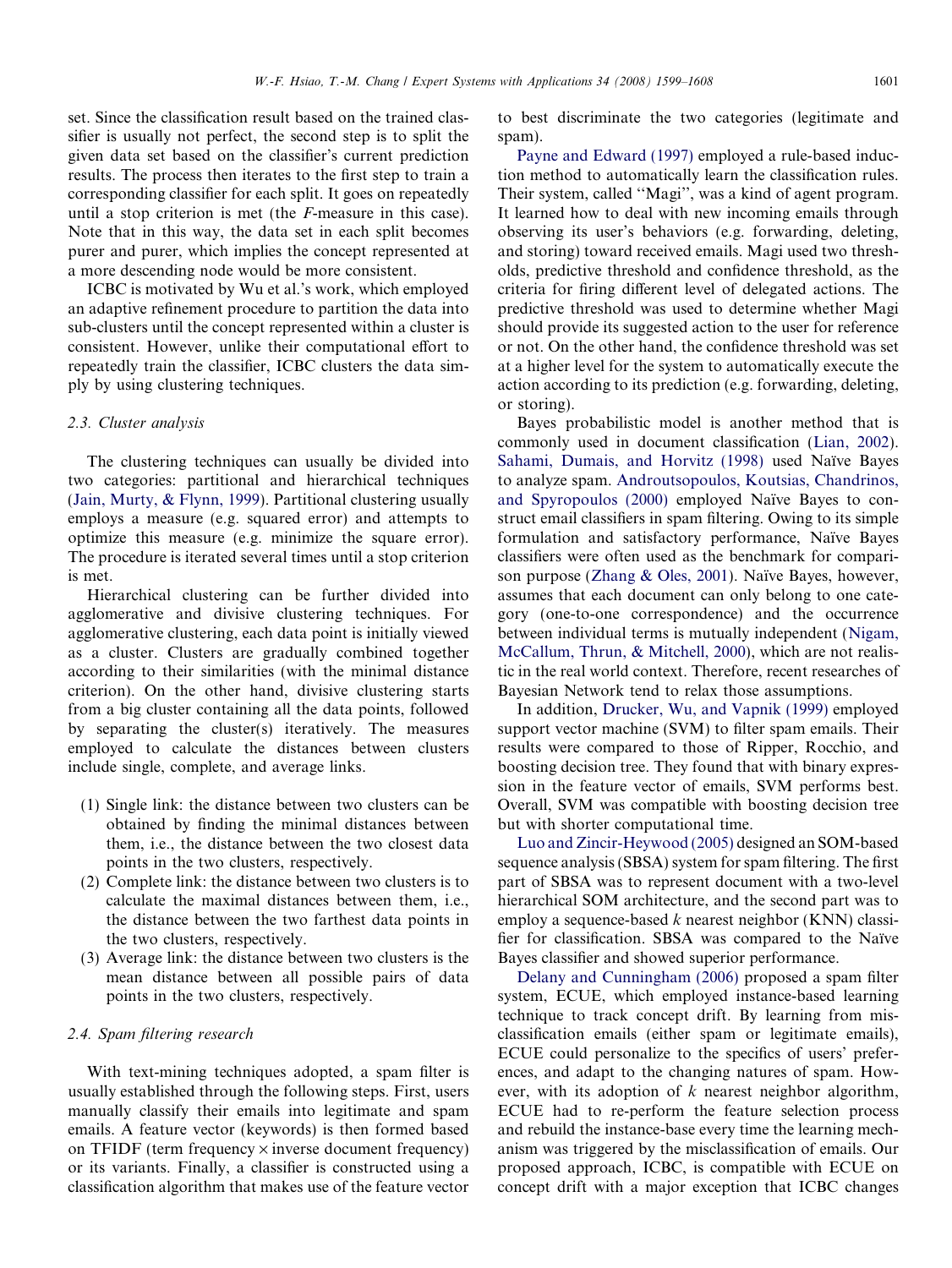set. Since the classification result based on the trained classifier is usually not perfect, the second step is to split the given data set based on the classifier's current prediction results. The process then iterates to the first step to train a corresponding classifier for each split. It goes on repeatedly until a stop criterion is met (the *F*-measure in this case). Note that in this way, the data set in each split becomes purer and purer, which implies the concept represented at a more descending node would be more consistent.

ICBC is motivated by Wu et al.'s work, which employed an adaptive refinement procedure to partition the data into sub-clusters until the concept represented within a cluster is consistent. However, unlike their computational effort to repeatedly train the classifier, ICBC clusters the data simply by using clustering techniques.

### 2.3. Cluster analysis

The clustering techniques can usually be divided into two categories: partitional and hierarchical techniques (Jain, Murty, & Flynn, 1999). Partitional clustering usually employs a measure (e.g. squared error) and attempts to optimize this measure (e.g. minimize the square error). The procedure is iterated several times until a stop criterion is met.

Hierarchical clustering can be further divided into agglomerative and divisive clustering techniques. For agglomerative clustering, each data point is initially viewed as a cluster. Clusters are gradually combined together according to their similarities (with the minimal distance criterion). On the other hand, divisive clustering starts from a big cluster containing all the data points, followed by separating the cluster(s) iteratively. The measures employed to calculate the distances between clusters include single, complete, and average links.

(1) Single link: the distance between two clusters can be obtained by finding the minimal distances between them, i.e., the distance between the two closest data points in the two clusters, respectively.
(2) Complete link: the distance between two clusters is to calculate the maximal distances between them, i.e., the distance between the two farthest data points in the two clusters, respectively.
(3) Average link: the distance between two clusters is the mean distance between all possible pairs of data points in the two clusters, respectively.

### 2.4. Spam filtering research

With text-mining techniques adopted, a spam filter is usually established through the following steps. First, users manually classify their emails into legitimate and spam emails. A feature vector (keywords) is then formed based on TFIDF (term frequency × inverse document frequency) or its variants. Finally, a classifier is constructed using a classification algorithm that makes use of the feature vector to best discriminate the two categories (legitimate and spam).

Payne and Edward (1997) employed a rule-based induction method to automatically learn the classification rules. Their system, called "Magi", was a kind of agent program. It learned how to deal with new incoming emails through observing its user's behaviors (e.g. forwarding, deleting, and storing) toward received emails. Magi used two thresholds, predictive threshold and confidence threshold, as the criteria for firing different level of delegated actions. The predictive threshold was used to determine whether Magi should provide its suggested action to the user for reference or not. On the other hand, the confidence threshold was set at a higher level for the system to automatically execute the action according to its prediction (e.g. forwarding, deleting, or storing).

Bayes probabilistic model is another method that is commonly used in document classification (Lian, 2002). Sahami, Dumais, and Horvitz (1998) used Naïve Bayes to analyze spam. Androutsopoulos, Koutsias, Chandrinos, and Spyropoulos (2000) employed Naïve Bayes to construct email classifiers in spam filtering. Owing to its simple formulation and satisfactory performance, Naïve Bayes classifiers were often used as the benchmark for comparison purpose (Zhang & Oles, 2001). Naïve Bayes, however, assumes that each document can only belong to one category (one-to-one correspondence) and the occurrence between individual terms is mutually independent (Nigam, McCallum, Thrun, & Mitchell, 2000), which are not realistic in the real world context. Therefore, recent researches of Bayesian Network tend to relax those assumptions.

In addition, Drucker, Wu, and Vapnik (1999) employed support vector machine (SVM) to filter spam emails. Their results were compared to those of Ripper, Rocchio, and boosting decision tree. They found that with binary expression in the feature vector of emails, SVM performs best. Overall, SVM was compatible with boosting decision tree but with shorter computational time.

Luo and Zincir-Heywood (2005) designed an SOM-based sequence analysis (SBSA) system for spam filtering. The first part of SBSA was to represent document with a two-level hierarchical SOM architecture, and the second part was to employ a sequence-based *k* nearest neighbor (KNN) classifier for classification. SBSA was compared to the Naïve Bayes classifier and showed superior performance.

Delany and Cunningham (2006) proposed a spam filter system, ECUE, which employed instance-based learning technique to track concept drift. By learning from misclassification emails (either spam or legitimate emails), ECUE could personalize to the specifics of users' preferences, and adapt to the changing natures of spam. However, with its adoption of *k* nearest neighbor algorithm, ECUE had to re-perform the feature selection process and rebuild the instance-base every time the learning mechanism was triggered by the misclassification of emails. Our proposed approach, ICBC, is compatible with ECUE on concept drift with a major exception that ICBC changes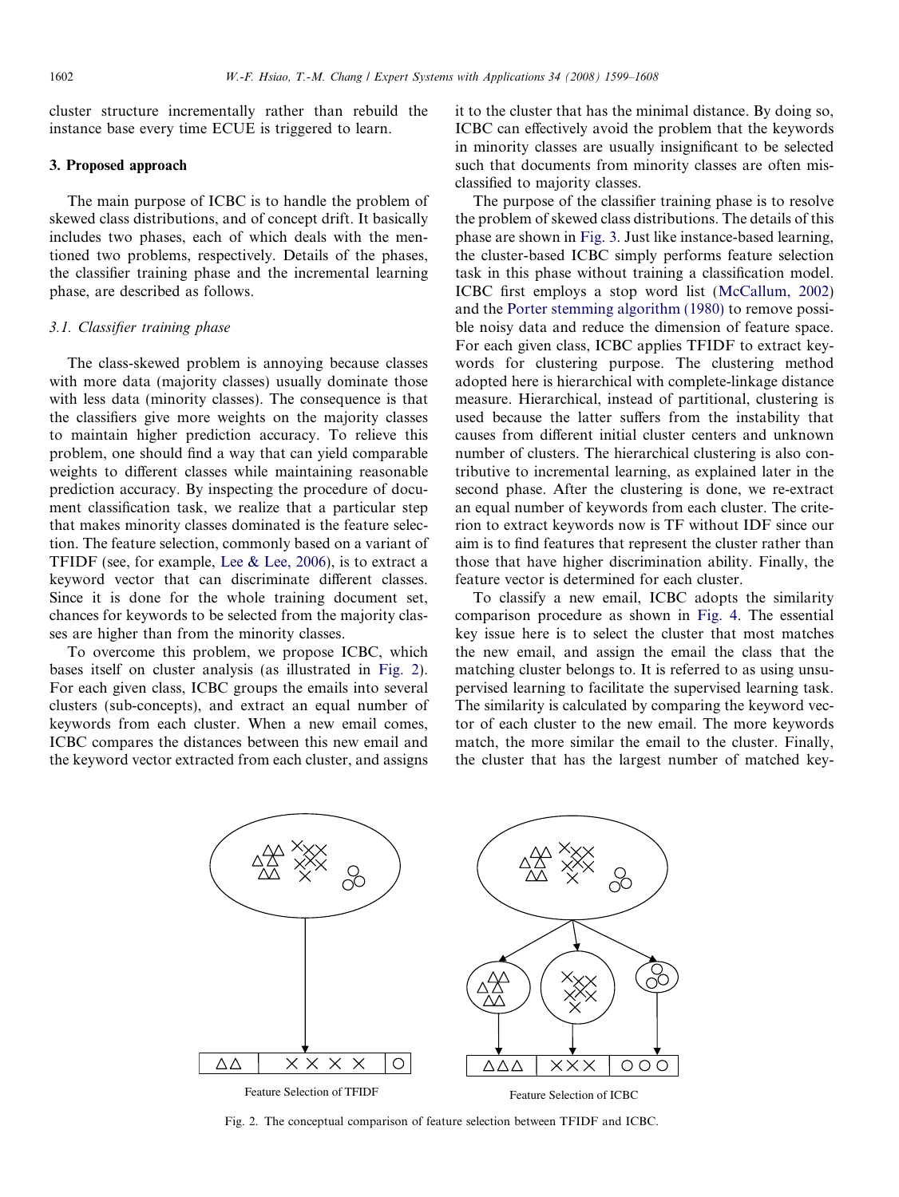cluster structure incrementally rather than rebuild the instance base every time ECUE is triggered to learn.

## 3. Proposed approach

The main purpose of ICBC is to handle the problem of skewed class distributions, and of concept drift. It basically includes two phases, each of which deals with the mentioned two problems, respectively. Details of the phases, the classifier training phase and the incremental learning phase, are described as follows.

### 3.1. Classifier training phase

The class-skewed problem is annoying because classes with more data (majority classes) usually dominate those with less data (minority classes). The consequence is that the classifiers give more weights on the majority classes to maintain higher prediction accuracy. To relieve this problem, one should find a way that can yield comparable weights to different classes while maintaining reasonable prediction accuracy. By inspecting the procedure of document classification task, we realize that a particular step that makes minority classes dominated is the feature selection. The feature selection, commonly based on a variant of TFIDF (see, for example, Lee & Lee, 2006), is to extract a keyword vector that can discriminate different classes. Since it is done for the whole training document set, chances for keywords to be selected from the majority classes are higher than from the minority classes.

To overcome this problem, we propose ICBC, which bases itself on cluster analysis (as illustrated in Fig. 2). For each given class, ICBC groups the emails into several clusters (sub-concepts), and extract an equal number of keywords from each cluster. When a new email comes, ICBC compares the distances between this new email and the keyword vector extracted from each cluster, and assigns it to the cluster that has the minimal distance. By doing so, ICBC can effectively avoid the problem that the keywords in minority classes are usually insignificant to be selected such that documents from minority classes are often misclassified to majority classes.

The purpose of the classifier training phase is to resolve the problem of skewed class distributions. The details of this phase are shown in Fig. 3. Just like instance-based learning, the cluster-based ICBC simply performs feature selection task in this phase without training a classification model. ICBC first employs a stop word list (McCallum, 2002) and the Porter stemming algorithm (1980) to remove possible noisy data and reduce the dimension of feature space. For each given class, ICBC applies TFIDF to extract keywords for clustering purpose. The clustering method adopted here is hierarchical with complete-linkage distance measure. Hierarchical, instead of partitional, clustering is used because the latter suffers from the instability that causes from different initial cluster centers and unknown number of clusters. The hierarchical clustering is also contributive to incremental learning, as explained later in the second phase. After the clustering is done, we re-extract an equal number of keywords from each cluster. The criterion to extract keywords now is TF without IDF since our aim is to find features that represent the cluster rather than those that have higher discrimination ability. Finally, the feature vector is determined for each cluster.

To classify a new email, ICBC adopts the similarity comparison procedure as shown in Fig. 4. The essential key issue here is to select the cluster that most matches the new email, and assign the email the class that the matching cluster belongs to. It is referred to as using unsupervised learning to facilitate the supervised learning task. The similarity is calculated by comparing the keyword vector of each cluster to the new email. The more keywords match, the more similar the email to the cluster. Finally, the cluster that has the largest number of matched key-

Feature Selection of TFIDF

Feature Selection of ICBC

Fig. 2. The conceptual comparison of feature selection between TFIDF and ICBC.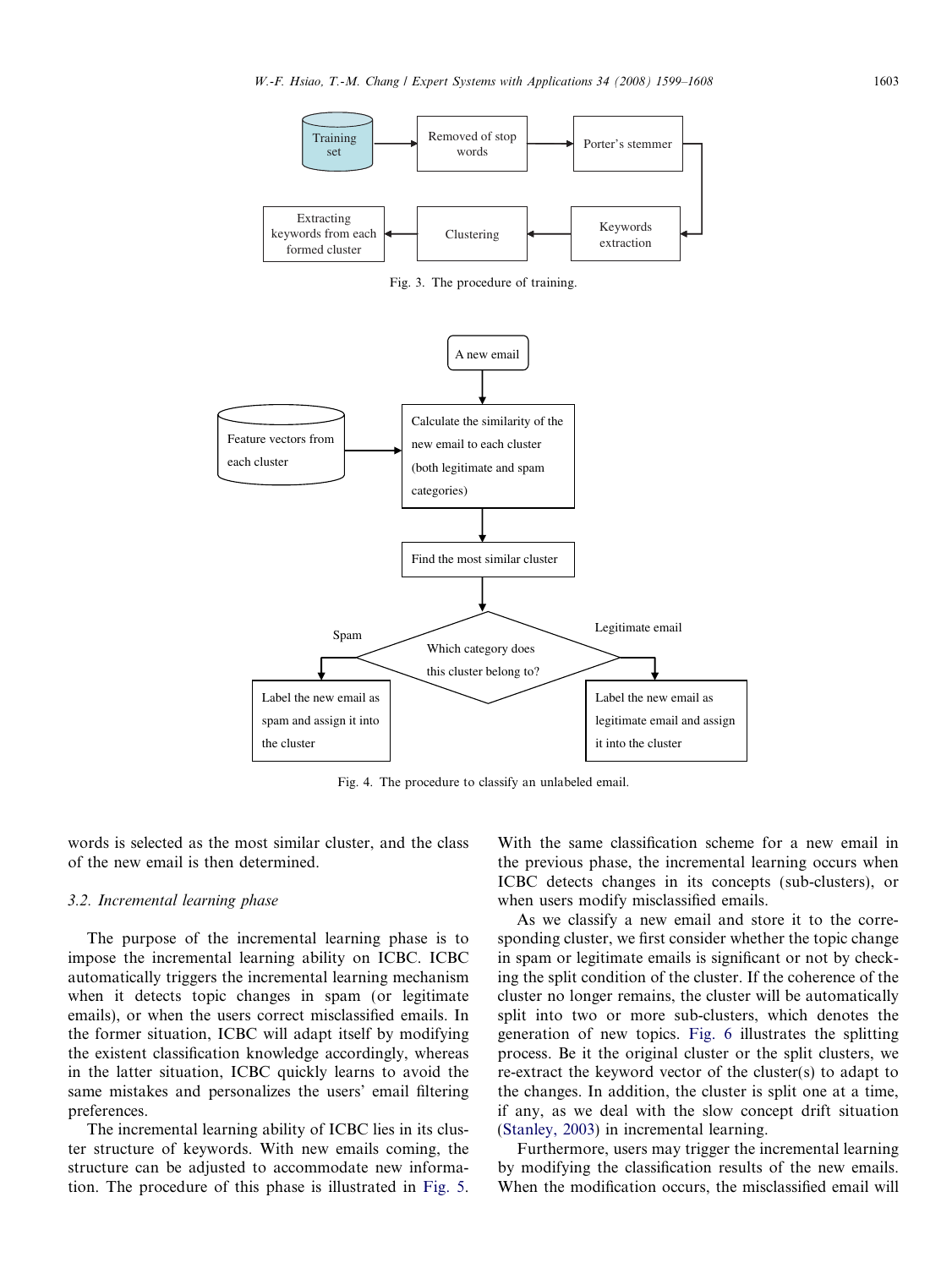Fig. 3. The procedure of training.

Fig. 4. The procedure to classify an unlabeled email.

words is selected as the most similar cluster, and the class of the new email is then determined.

### 3.2. Incremental learning phase

The purpose of the incremental learning phase is to impose the incremental learning ability on ICBC. ICBC automatically triggers the incremental learning mechanism when it detects topic changes in spam (or legitimate emails), or when the users correct misclassified emails. In the former situation, ICBC will adapt itself by modifying the existent classification knowledge accordingly, whereas in the latter situation, ICBC quickly learns to avoid the same mistakes and personalizes the users' email filtering preferences.

The incremental learning ability of ICBC lies in its cluster structure of keywords. With new emails coming, the structure can be adjusted to accommodate new information. The procedure of this phase is illustrated in Fig. 5. With the same classification scheme for a new email in the previous phase, the incremental learning occurs when ICBC detects changes in its concepts (sub-clusters), or when users modify misclassified emails.

As we classify a new email and store it to the corresponding cluster, we first consider whether the topic change in spam or legitimate emails is significant or not by checking the split condition of the cluster. If the coherence of the cluster no longer remains, the cluster will be automatically split into two or more sub-clusters, which denotes the generation of new topics. Fig. 6 illustrates the splitting process. Be it the original cluster or the split clusters, we re-extract the keyword vector of the cluster(s) to adapt to the changes. In addition, the cluster is split one at a time, if any, as we deal with the slow concept drift situation (Stanley, 2003) in incremental learning.

Furthermore, users may trigger the incremental learning by modifying the classification results of the new emails. When the modification occurs, the misclassified email will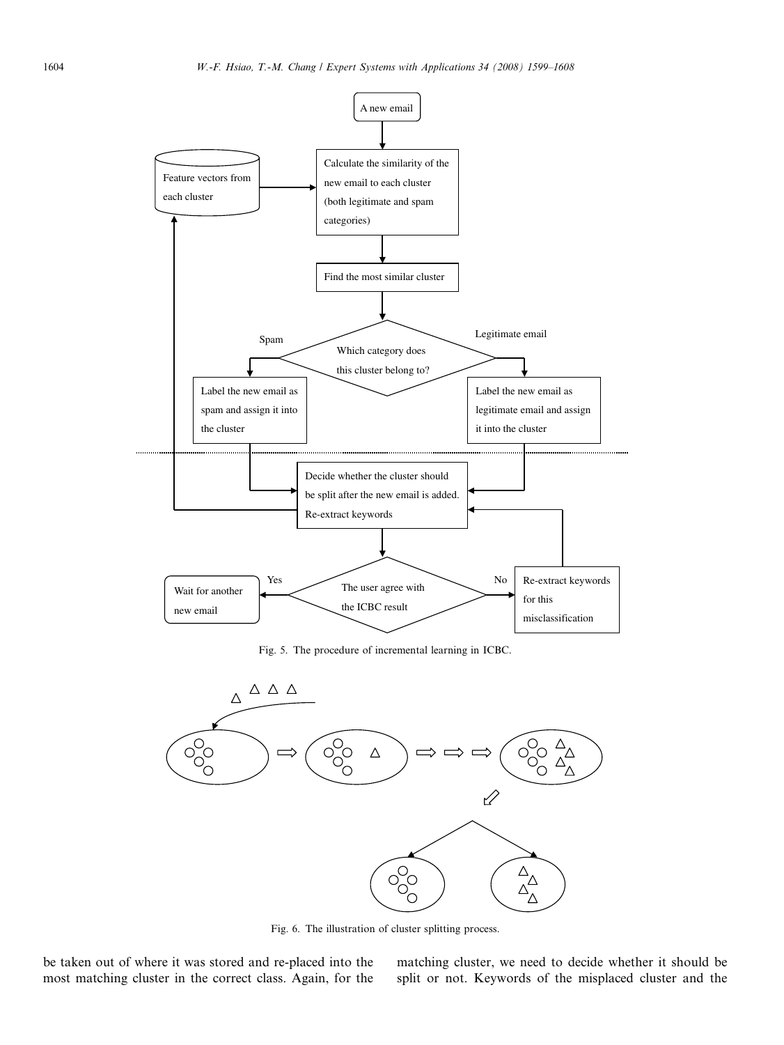Fig. 5. The procedure of incremental learning in ICBC.

Fig. 6. The illustration of cluster splitting process.

be taken out of where it was stored and re-placed into the most matching cluster in the correct class. Again, for the matching cluster, we need to decide whether it should be split or not. Keywords of the misplaced cluster and the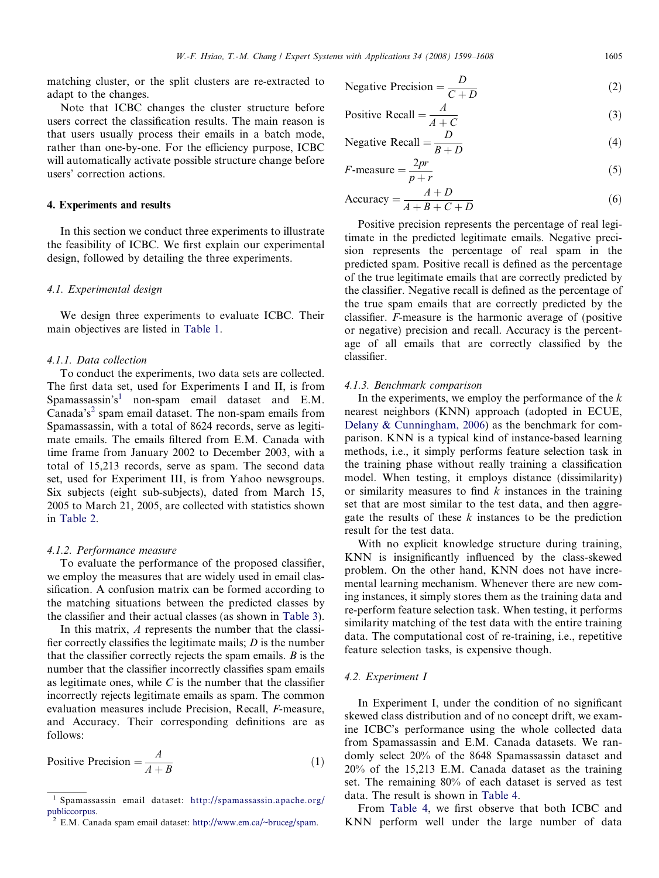matching cluster, or the split clusters are re-extracted to adapt to the changes.

Note that ICBC changes the cluster structure before users correct the classification results. The main reason is that users usually process their emails in a batch mode, rather than one-by-one. For the efficiency purpose, ICBC will automatically activate possible structure change before users' correction actions.

## 4. Experiments and results

In this section we conduct three experiments to illustrate the feasibility of ICBC. We first explain our experimental design, followed by detailing the three experiments.

### 4.1. Experimental design

We design three experiments to evaluate ICBC. Their main objectives are listed in Table 1.

#### 4.1.1. Data collection

To conduct the experiments, two data sets are collected. The first data set, used for Experiments I and II, is from Spamassassin's[1] non-spam email dataset and E.M. Canada's[2] spam email dataset. The non-spam emails from Spamassassin, with a total of 8624 records, serve as legitimate emails. The emails filtered from E.M. Canada with time frame from January 2002 to December 2003, with a total of 15,213 records, serve as spam. The second data set, used for Experiment III, is from Yahoo newsgroups. Six subjects (eight sub-subjects), dated from March 15, 2005 to March 21, 2005, are collected with statistics shown in Table 2.

#### 4.1.2. Performance measure

To evaluate the performance of the proposed classifier, we employ the measures that are widely used in email classification. A confusion matrix can be formed according to the matching situations between the predicted classes by the classifier and their actual classes (as shown in Table 3).

In this matrix, $A$ represents the number that the classifier correctly classifies the legitimate mails; $D$ is the number that the classifier correctly rejects the spam emails. $B$ is the number that the classifier incorrectly classifies spam emails as legitimate ones, while $C$ is the number that the classifier incorrectly rejects legitimate emails as spam. The common evaluation measures include Precision, Recall, $F$-measure, and Accuracy. Their corresponding definitions are as follows:

$$\text{Positive Precision} = \frac{A}{A+B} \tag{1}$$

$$\text{Negative Precision} = \frac{D}{C+D} \tag{2}$$

$$\text{Positive Recall} = \frac{A}{A+C} \tag{3}$$

$$\text{Negative Recall} = \frac{D}{B+D} \tag{4}$$

$$F\text{-measure} = \frac{2pr}{p+r} \tag{5}$$

$$\text{Accuracy} = \frac{A+D}{A+B+C+D} \tag{6}$$

Positive precision represents the percentage of real legitimate in the predicted legitimate emails. Negative precision represents the percentage of real spam in the predicted spam. Positive recall is defined as the percentage of the true legitimate emails that are correctly predicted by the classifier. Negative recall is defined as the percentage of the true spam emails that are correctly predicted by the classifier. $F$-measure is the harmonic average of (positive or negative) precision and recall. Accuracy is the percentage of all emails that are correctly classified by the classifier.

#### 4.1.3. Benchmark comparison

In the experiments, we employ the performance of the $k$ nearest neighbors (KNN) approach (adopted in ECUE, Delany & Cunningham, 2006) as the benchmark for comparison. KNN is a typical kind of instance-based learning methods, i.e., it simply performs feature selection task in the training phase without really training a classification model. When testing, it employs distance (dissimilarity) or similarity measures to find $k$ instances in the training set that are most similar to the test data, and then aggregate the results of these $k$ instances to be the prediction result for the test data.

With no explicit knowledge structure during training, KNN is insignificantly influenced by the class-skewed problem. On the other hand, KNN does not have incremental learning mechanism. Whenever there are new coming instances, it simply stores them as the training data and re-perform feature selection task. When testing, it performs similarity matching of the test data with the entire training data. The computational cost of re-training, i.e., repetitive feature selection tasks, is expensive though.

### 4.2. Experiment I

In Experiment I, under the condition of no significant skewed class distribution and of no concept drift, we examine ICBC's performance using the whole collected data from Spamassassin and E.M. Canada datasets. We randomly select 20% of the 8648 Spamassassin dataset and 20% of the 15,213 E.M. Canada dataset as the training set. The remaining 80% of each dataset is served as test data. The result is shown in Table 4.

From Table 4, we first observe that both ICBC and KNN perform well under the large number of data

[1] Spamassassin email dataset: http://spamassassin.apache.org/publiccorpus.

[2] E.M. Canada spam email dataset: http://www.em.ca/~bruceg/spam.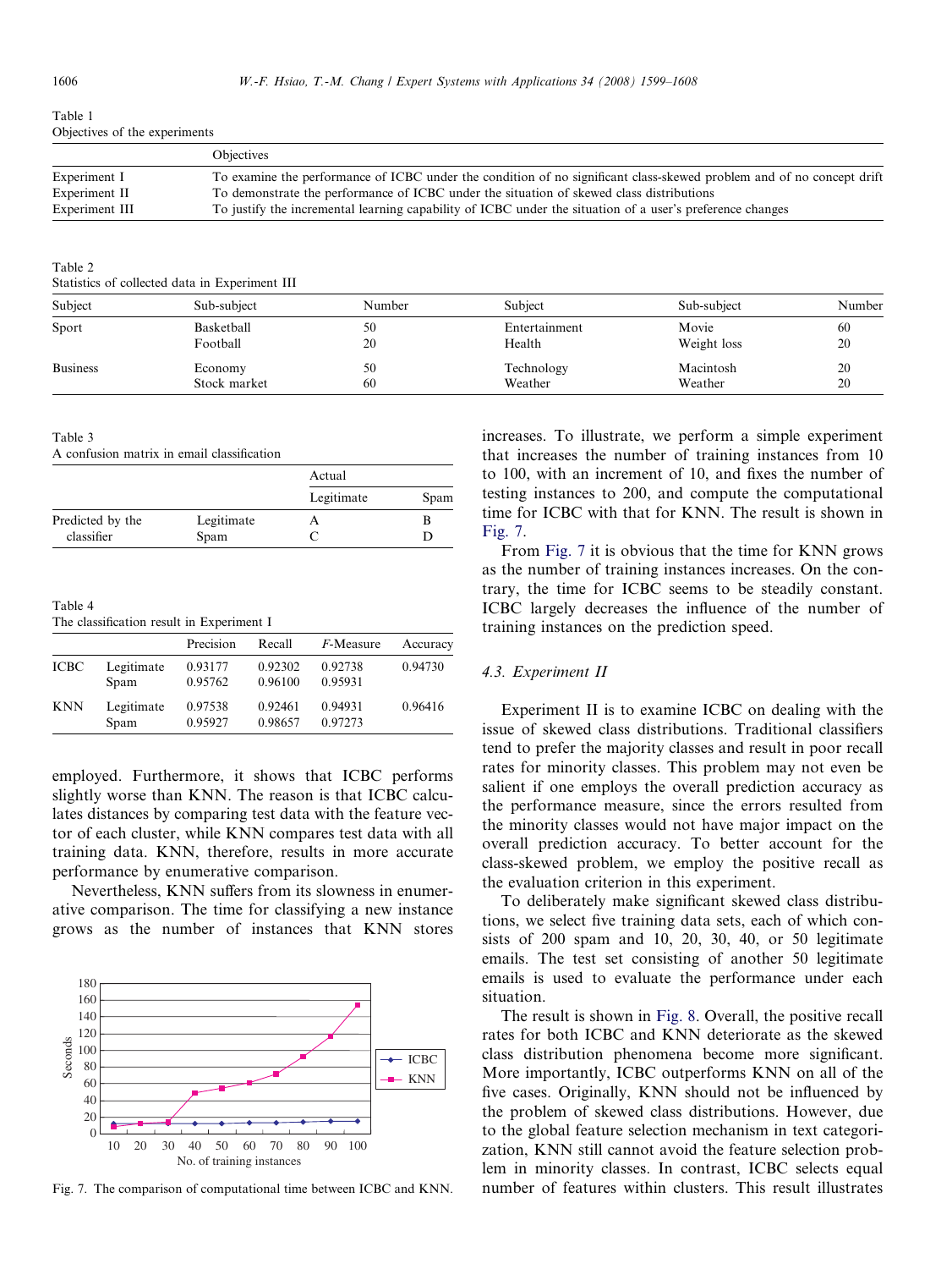Table 1
Objectives of the experiments

| | Objectives |
|---|---|
| Experiment I | To examine the performance of ICBC under the condition of no significant class-skewed problem and of no concept drift |
| Experiment II | To demonstrate the performance of ICBC under the situation of skewed class distributions |
| Experiment III | To justify the incremental learning capability of ICBC under the situation of a user's preference changes |

Table 2
Statistics of collected data in Experiment III

| Subject | Sub-subject | Number | Subject | Sub-subject | Number |
|---|---|---|---|---|---|
| Sport | Basketball | 50 | Entertainment | Movie | 60 |
| | Football | 20 | Health | Weight loss | 20 |
| Business | Economy | 50 | Technology | Macintosh | 20 |
| | Stock market | 60 | Weather | Weather | 20 |

Table 3
A confusion matrix in email classification

| | | Actual | |
|---|---|---|---|
| | | Legitimate | Spam |
| Predicted by the classifier | Legitimate | A | B |
| | Spam | C | D |

Table 4
The classification result in Experiment I

| | | Precision | Recall | *F*-Measure | Accuracy |
|---|---|---|---|---|---|
| ICBC | Legitimate | 0.93177 | 0.92302 | 0.92738 | 0.94730 |
| | Spam | 0.95762 | 0.96100 | 0.95931 | |
| KNN | Legitimate | 0.97538 | 0.92461 | 0.94931 | 0.96416 |
| | Spam | 0.95927 | 0.98657 | 0.97273 | |

employed. Furthermore, it shows that ICBC performs slightly worse than KNN. The reason is that ICBC calculates distances by comparing test data with the feature vector of each cluster, while KNN compares test data with all training data. KNN, therefore, results in more accurate performance by enumerative comparison.

Nevertheless, KNN suffers from its slowness in enumerative comparison. The time for classifying a new instance grows as the number of instances that KNN stores increases. To illustrate, we perform a simple experiment that increases the number of training instances from 10 to 100, with an increment of 10, and fixes the number of testing instances to 200, and compute the computational time for ICBC with that for KNN. The result is shown in Fig. 7.

Fig. 7. The comparison of computational time between ICBC and KNN.

From Fig. 7 it is obvious that the time for KNN grows as the number of training instances increases. On the contrary, the time for ICBC seems to be steadily constant. ICBC largely decreases the influence of the number of training instances on the prediction speed.

### 4.3. Experiment II

Experiment II is to examine ICBC on dealing with the issue of skewed class distributions. Traditional classifiers tend to prefer the majority classes and result in poor recall rates for minority classes. This problem may not even be salient if one employs the overall prediction accuracy as the performance measure, since the errors resulted from the minority classes would not have major impact on the overall prediction accuracy. To better account for the class-skewed problem, we employ the positive recall as the evaluation criterion in this experiment.

To deliberately make significant skewed class distributions, we select five training data sets, each of which consists of 200 spam and 10, 20, 30, 40, or 50 legitimate emails. The test set consisting of another 50 legitimate emails is used to evaluate the performance under each situation.

The result is shown in Fig. 8. Overall, the positive recall rates for both ICBC and KNN deteriorate as the skewed class distribution phenomena become more significant. More importantly, ICBC outperforms KNN on all of the five cases. Originally, KNN should not be influenced by the problem of skewed class distributions. However, due to the global feature selection mechanism in text categorization, KNN still cannot avoid the feature selection problem in minority classes. In contrast, ICBC selects equal number of features within clusters. This result illustrates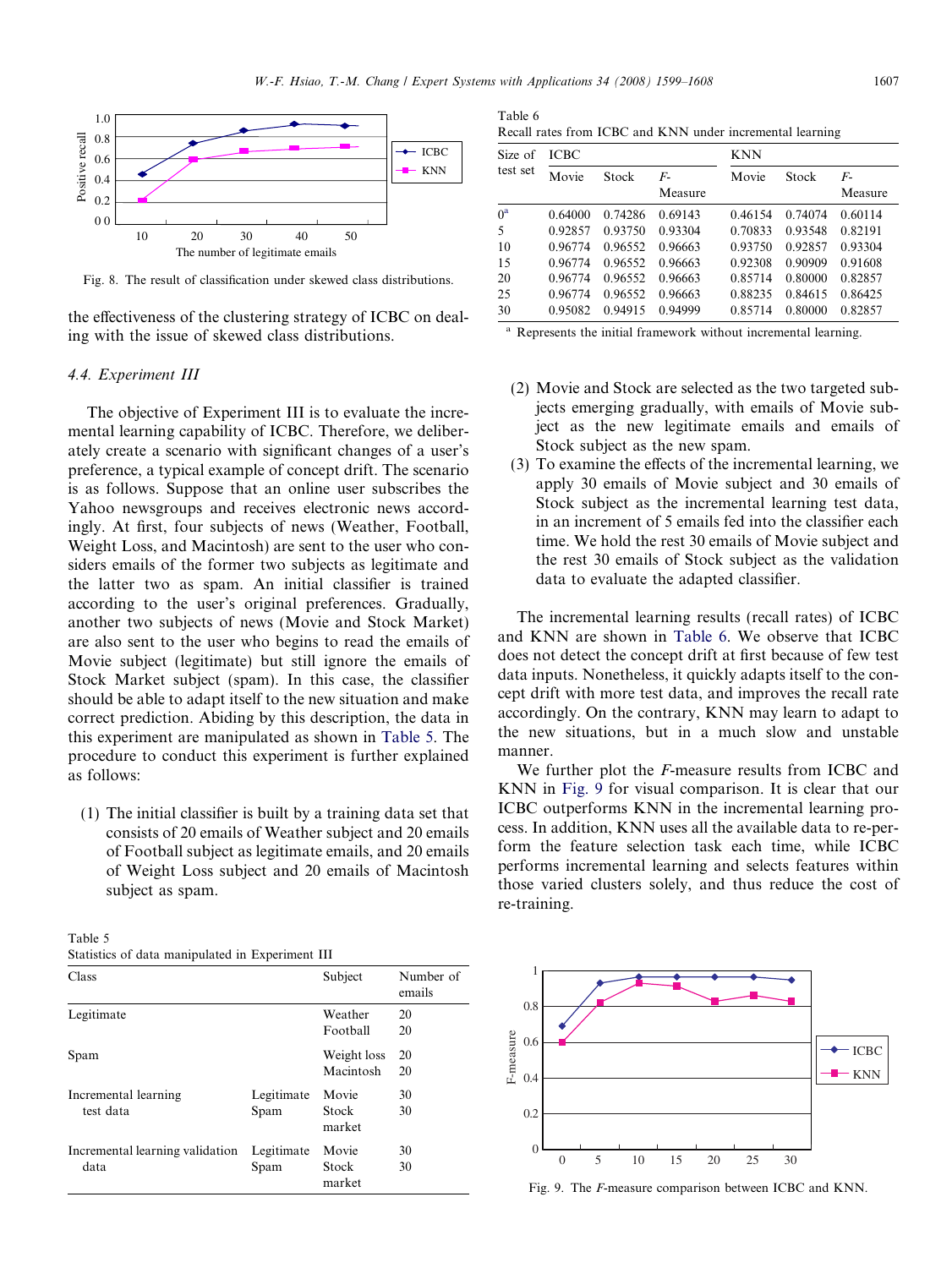Fig. 8. The result of classification under skewed class distributions.

the effectiveness of the clustering strategy of ICBC on dealing with the issue of skewed class distributions.

### 4.4. Experiment III

The objective of Experiment III is to evaluate the incremental learning capability of ICBC. Therefore, we deliberately create a scenario with significant changes of a user's preference, a typical example of concept drift. The scenario is as follows. Suppose that an online user subscribes the Yahoo newsgroups and receives electronic news accordingly. At first, four subjects of news (Weather, Football, Weight Loss, and Macintosh) are sent to the user who considers emails of the former two subjects as legitimate and the latter two as spam. An initial classifier is trained according to the user's original preferences. Gradually, another two subjects of news (Movie and Stock Market) are also sent to the user who begins to read the emails of Movie subject (legitimate) but still ignore the emails of Stock Market subject (spam). In this case, the classifier should be able to adapt itself to the new situation and make correct prediction. Abiding by this description, the data in this experiment are manipulated as shown in Table 5. The procedure to conduct this experiment is further explained as follows:

(1) The initial classifier is built by a training data set that consists of 20 emails of Weather subject and 20 emails of Football subject as legitimate emails, and 20 emails of Weight Loss subject and 20 emails of Macintosh subject as spam.

Table 5
Statistics of data manipulated in Experiment III

| Class | | Subject | Number of emails |
|---|---|---|---|
| Legitimate | | Weather<br>Football | 20<br>20 |
| Spam | | Weight loss<br>Macintosh | 20<br>20 |
| Incremental learning test data | Legitimate<br>Spam | Movie<br>Stock market | 30<br>30 |
| Incremental learning validation data | Legitimate<br>Spam | Movie<br>Stock market | 30<br>30 |

Table 6
Recall rates from ICBC and KNN under incremental learning

| Size of test set | ICBC | | | KNN | | |
|---|---|---|---|---|---|---|
| | Movie | Stock | *F*-Measure | Movie | Stock | *F*-Measure |
| 0[a] | 0.64000 | 0.74286 | 0.69143 | 0.46154 | 0.74074 | 0.60114 |
| 5 | 0.92857 | 0.93750 | 0.93304 | 0.70833 | 0.93548 | 0.82191 |
| 10 | 0.96774 | 0.96552 | 0.96663 | 0.93750 | 0.92857 | 0.93304 |
| 15 | 0.96774 | 0.96552 | 0.96663 | 0.92308 | 0.90909 | 0.91608 |
| 20 | 0.96774 | 0.96552 | 0.96663 | 0.85714 | 0.80000 | 0.82857 |
| 25 | 0.96774 | 0.96552 | 0.96663 | 0.88235 | 0.84615 | 0.86425 |
| 30 | 0.95082 | 0.94915 | 0.94999 | 0.85714 | 0.80000 | 0.82857 |

[a] Represents the initial framework without incremental learning.

(2) Movie and Stock are selected as the two targeted subjects emerging gradually, with emails of Movie subject as the new legitimate emails and emails of Stock subject as the new spam.

(3) To examine the effects of the incremental learning, we apply 30 emails of Movie subject and 30 emails of Stock subject as the incremental learning test data, in an increment of 5 emails fed into the classifier each time. We hold the rest 30 emails of Movie subject and the rest 30 emails of Stock subject as the validation data to evaluate the adapted classifier.

The incremental learning results (recall rates) of ICBC and KNN are shown in Table 6. We observe that ICBC does not detect the concept drift at first because of few test data inputs. Nonetheless, it quickly adapts itself to the concept drift with more test data, and improves the recall rate accordingly. On the contrary, KNN may learn to adapt to the new situations, but in a much slow and unstable manner.

We further plot the *F*-measure results from ICBC and KNN in Fig. 9 for visual comparison. It is clear that our ICBC outperforms KNN in the incremental learning process. In addition, KNN uses all the available data to re-perform the feature selection task each time, while ICBC performs incremental learning and selects features within those varied clusters solely, and thus reduce the cost of re-training.

Fig. 9. The *F*-measure comparison between ICBC and KNN.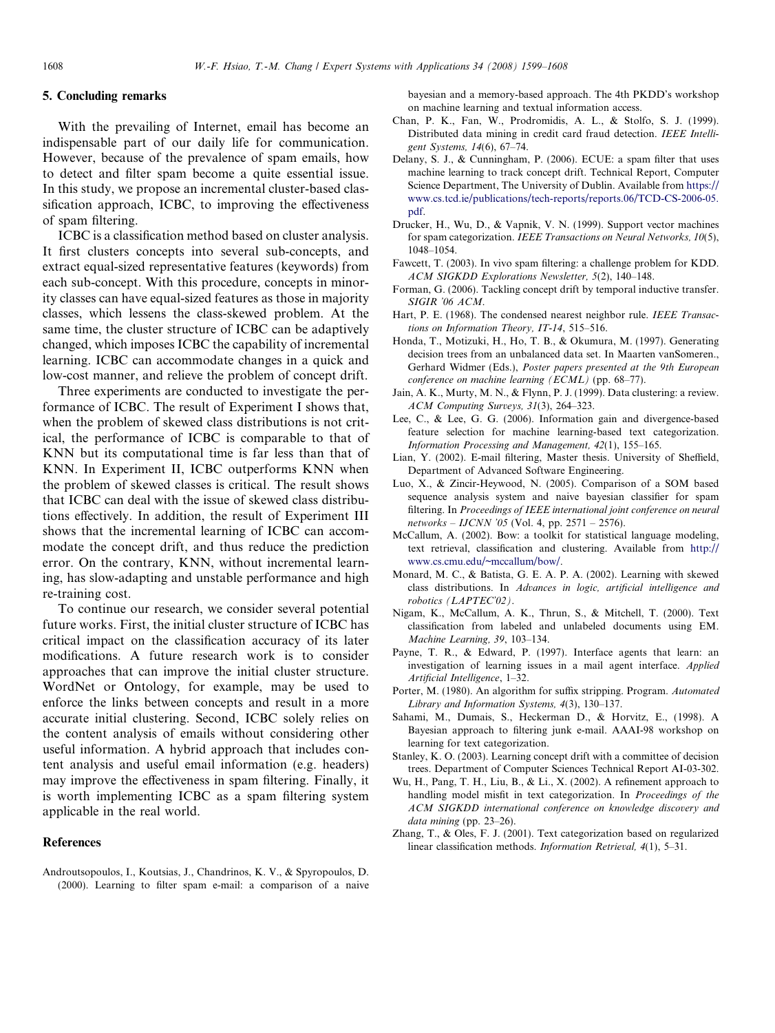## 5. Concluding remarks

With the prevailing of Internet, email has become an indispensable part of our daily life for communication. However, because of the prevalence of spam emails, how to detect and filter spam become a quite essential issue. In this study, we propose an incremental cluster-based classification approach, ICBC, to improving the effectiveness of spam filtering.

ICBC is a classification method based on cluster analysis. It first clusters concepts into several sub-concepts, and extract equal-sized representative features (keywords) from each sub-concept. With this procedure, concepts in minority classes can have equal-sized features as those in majority classes, which lessens the class-skewed problem. At the same time, the cluster structure of ICBC can be adaptively changed, which imposes ICBC the capability of incremental learning. ICBC can accommodate changes in a quick and low-cost manner, and relieve the problem of concept drift.

Three experiments are conducted to investigate the performance of ICBC. The result of Experiment I shows that, when the problem of skewed class distributions is not critical, the performance of ICBC is comparable to that of KNN but its computational time is far less than that of KNN. In Experiment II, ICBC outperforms KNN when the problem of skewed classes is critical. The result shows that ICBC can deal with the issue of skewed class distributions effectively. In addition, the result of Experiment III shows that the incremental learning of ICBC can accommodate the concept drift, and thus reduce the prediction error. On the contrary, KNN, without incremental learning, has slow-adapting and unstable performance and high re-training cost.

To continue our research, we consider several potential future works. First, the initial cluster structure of ICBC has critical impact on the classification accuracy of its later modifications. A future research work is to consider approaches that can improve the initial cluster structure. WordNet or Ontology, for example, may be used to enforce the links between concepts and result in a more accurate initial clustering. Second, ICBC solely relies on the content analysis of emails without considering other useful information. A hybrid approach that includes content analysis and useful email information (e.g. headers) may improve the effectiveness in spam filtering. Finally, it is worth implementing ICBC as a spam filtering system applicable in the real world.

## References

Androutsopoulos, I., Koutsias, J., Chandrinos, K. V., & Spyropoulos, D. (2000). Learning to filter spam e-mail: a comparison of a naive bayesian and a memory-based approach. The 4th PKDD's workshop on machine learning and textual information access.

Chan, P. K., Fan, W., Prodromidis, A. L., & Stolfo, S. J. (1999). Distributed data mining in credit card fraud detection. *IEEE Intelligent Systems, 14*(6), 67–74.

Delany, S. J., & Cunningham, P. (2006). ECUE: a spam filter that uses machine learning to track concept drift. Technical Report, Computer Science Department, The University of Dublin. Available from https://www.cs.tcd.ie/publications/tech-reports/reports.06/TCD-CS-2006-05.pdf.

Drucker, H., Wu, D., & Vapnik, V. N. (1999). Support vector machines for spam categorization. *IEEE Transactions on Neural Networks, 10*(5), 1048–1054.

Fawcett, T. (2003). In vivo spam filtering: a challenge problem for KDD. *ACM SIGKDD Explorations Newsletter, 5*(2), 140–148.

Forman, G. (2006). Tackling concept drift by temporal inductive transfer. *SIGIR '06 ACM*.

Hart, P. E. (1968). The condensed nearest neighbor rule. *IEEE Transactions on Information Theory, IT-14*, 515–516.

Honda, T., Motizuki, H., Ho, T. B., & Okumura, M. (1997). Generating decision trees from an unbalanced data set. In Maarten vanSomeren., Gerhard Widmer (Eds.), *Poster papers presented at the 9th European conference on machine learning (ECML)* (pp. 68–77).

Jain, A. K., Murty, M. N., & Flynn, P. J. (1999). Data clustering: a review. *ACM Computing Surveys, 31*(3), 264–323.

Lee, C., & Lee, G. G. (2006). Information gain and divergence-based feature selection for machine learning-based text categorization. *Information Processing and Management, 42*(1), 155–165.

Lian, Y. (2002). E-mail filtering, Master thesis. University of Sheffield, Department of Advanced Software Engineering.

Luo, X., & Zincir-Heywood, N. (2005). Comparison of a SOM based sequence analysis system and naive bayesian classifier for spam filtering. In *Proceedings of IEEE international joint conference on neural networks – IJCNN '05* (Vol. 4, pp. 2571 – 2576).

McCallum, A. (2002). Bow: a toolkit for statistical language modeling, text retrieval, classification and clustering. Available from http://www.cs.cmu.edu/~mccallum/bow/.

Monard, M. C., & Batista, G. E. A. P. A. (2002). Learning with skewed class distributions. In *Advances in logic, artificial intelligence and robotics (LAPTEC'02)*.

Nigam, K., McCallum, A. K., Thrun, S., & Mitchell, T. (2000). Text classification from labeled and unlabeled documents using EM. *Machine Learning, 39*, 103–134.

Payne, T. R., & Edward, P. (1997). Interface agents that learn: an investigation of learning issues in a mail agent interface. *Applied Artificial Intelligence*, 1–32.

Porter, M. (1980). An algorithm for suffix stripping. Program. *Automated Library and Information Systems, 4*(3), 130–137.

Sahami, M., Dumais, S., Heckerman D., & Horvitz, E., (1998). A Bayesian approach to filtering junk e-mail. AAAI-98 workshop on learning for text categorization.

Stanley, K. O. (2003). Learning concept drift with a committee of decision trees. Department of Computer Sciences Technical Report AI-03-302.

Wu, H., Pang, T. H., Liu, B., & Li., X. (2002). A refinement approach to handling model misfit in text categorization. In *Proceedings of the ACM SIGKDD international conference on knowledge discovery and data mining* (pp. 23–26).

Zhang, T., & Oles, F. J. (2001). Text categorization based on regularized linear classification methods. *Information Retrieval, 4*(1), 5–31.